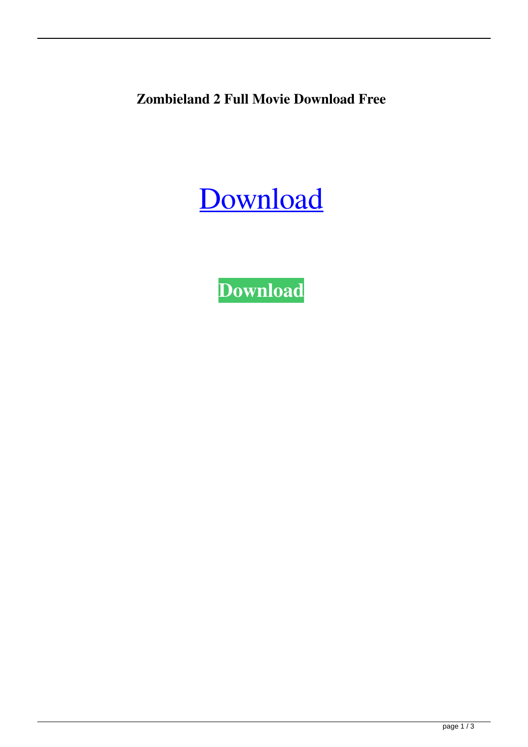**Zombieland 2 Full Movie Download Free**

Download

**Download**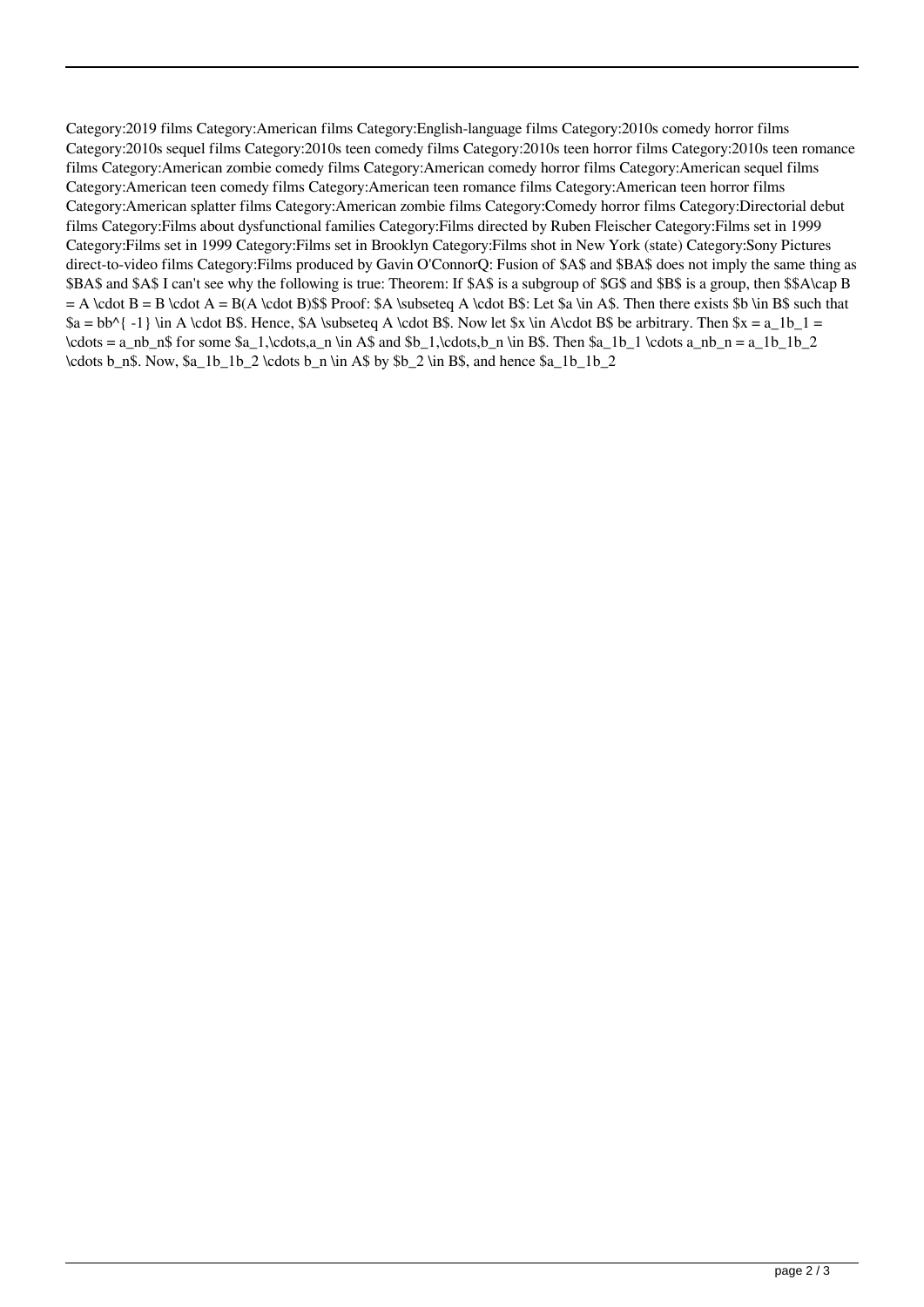Category:2019 films Category:American films Category:English-language films Category:2010s comedy horror films Category:2010s sequel films Category:2010s teen comedy films Category:2010s teen horror films Category:2010s teen romance films Category:American zombie comedy films Category:American comedy horror films Category:American sequel films Category:American teen comedy films Category:American teen romance films Category:American teen horror films Category:American splatter films Category:American zombie films Category:Comedy horror films Category:Directorial debut films Category:Films about dysfunctional families Category:Films directed by Ruben Fleischer Category:Films set in 1999 Category:Films set in 1999 Category:Films set in Brooklyn Category:Films shot in New York (state) Category:Sony Pictures direct-to-video films Category:Films produced by Gavin O'ConnorQ: Fusion of $A$ and $BA$ does not imply the same thing as $BA$ and $A$ I can't see why the following is true: Theorem: If $A$ is a subgroup of $G$ and $B$ is a group, then $$A\cap B = A \cdot B = B \cdot A = B(A \cdot B)$$ Proof: $A \subseteq A \cdot B$: Let $a \in A$. Then there exists $b \in B$ such that $a = bb^{ -1} \in A \cdot B$. Hence, $A \subseteq A \cdot B$. Now let $x \in A\cdot B$ be arbitrary. Then $x = a_1b_1 = \cdots = a_nb_n$ for some $a_1,\cdots,a_n \in A$ and $b_1,\cdots,b_n \in B$. Then $a_1b_1 \cdots a_nb_n = a_1b_1b_2 \cdots b_n$. Now, $a_1b_1b_2 \cdots b_n \in A$ by $b_2 \in B$, and hence $a_1b_1b_2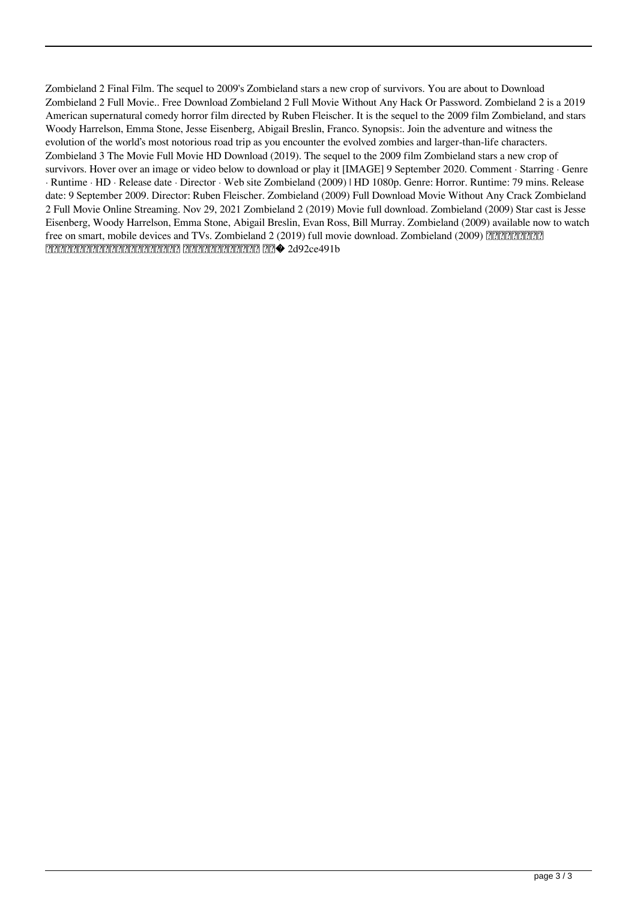Zombieland 2 Final Film. The sequel to 2009's Zombieland stars a new crop of survivors. You are about to Download Zombieland 2 Full Movie.. Free Download Zombieland 2 Full Movie Without Any Hack Or Password. Zombieland 2 is a 2019 American supernatural comedy horror film directed by Ruben Fleischer. It is the sequel to the 2009 film Zombieland, and stars Woody Harrelson, Emma Stone, Jesse Eisenberg, Abigail Breslin, Franco. Synopsis:. Join the adventure and witness the evolution of the world's most notorious road trip as you encounter the evolved zombies and larger-than-life characters. Zombieland 3 The Movie Full Movie HD Download (2019). The sequel to the 2009 film Zombieland stars a new crop of survivors. Hover over an image or video below to download or play it [IMAGE] 9 September 2020. Comment · Starring · Genre · Runtime · HD · Release date · Director · Web site Zombieland (2009) | HD 1080p. Genre: Horror. Runtime: 79 mins. Release date: 9 September 2009. Director: Ruben Fleischer. Zombieland (2009) Full Download Movie Without Any Crack Zombieland 2 Full Movie Online Streaming. Nov 29, 2021 Zombieland 2 (2019) Movie full download. Zombieland (2009) Star cast is Jesse Eisenberg, Woody Harrelson, Emma Stone, Abigail Breslin, Evan Ross, Bill Murray. Zombieland (2009) available now to watch free on smart, mobile devices and TVs. Zombieland 2 (2019) full movie download. Zombieland (2009) ��������� ���������������������� ������������ ��� 2d92ce491b